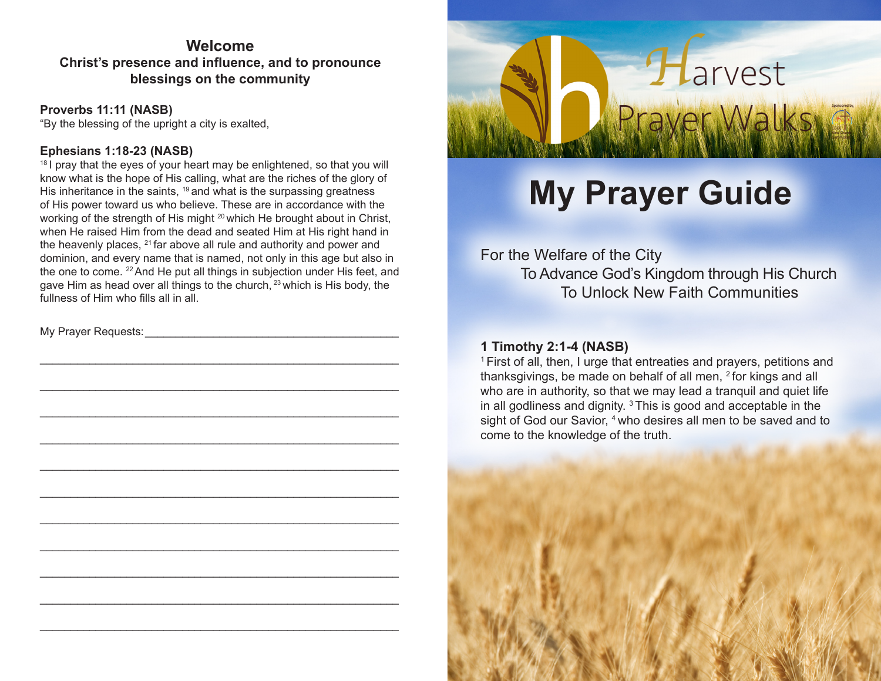## Welcome

**Christ's presence and influence, and to pronounce blessings on the community**

**Proverbs 11:11 (NASB)**
"By the blessing of the upright a city is exalted,

**Ephesians 1:18-23 (NASB)**
[18] I pray that the eyes of your heart may be enlightened, so that you will know what is the hope of His calling, what are the riches of the glory of His inheritance in the saints, [19] and what is the surpassing greatness of His power toward us who believe. These are in accordance with the working of the strength of His might [20] which He brought about in Christ, when He raised Him from the dead and seated Him at His right hand in the heavenly places, [21] far above all rule and authority and power and dominion, and every name that is named, not only in this age but also in the one to come. [22] And He put all things in subjection under His feet, and gave Him as head over all things to the church, [23] which is His body, the fullness of Him who fills all in all.

My Prayer Requests:________________________________________

___________________________________________________________

___________________________________________________________

___________________________________________________________

___________________________________________________________

___________________________________________________________

___________________________________________________________

___________________________________________________________

___________________________________________________________

___________________________________________________________

___________________________________________________________

Harvest Prayer Walks

Sponsored by:

# My Prayer Guide

For the Welfare of the City
To Advance God's Kingdom through His Church
To Unlock New Faith Communities

**1 Timothy 2:1-4 (NASB)**
[1] First of all, then, I urge that entreaties and prayers, petitions and thanksgivings, be made on behalf of all men, [2] for kings and all who are in authority, so that we may lead a tranquil and quiet life in all godliness and dignity. [3] This is good and acceptable in the sight of God our Savior, [4] who desires all men to be saved and to come to the knowledge of the truth.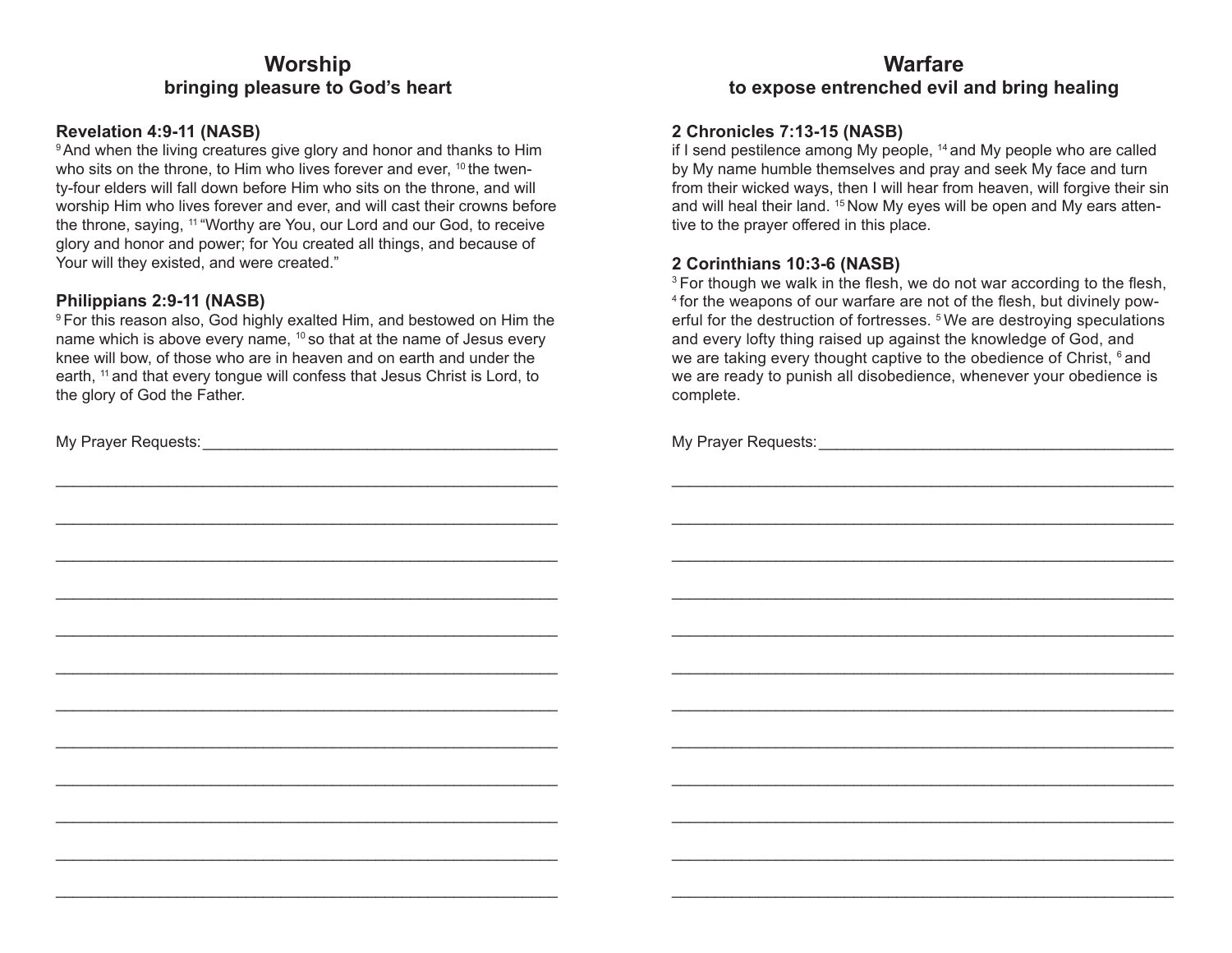## Worship

### bringing pleasure to God's heart

**Revelation 4:9-11 (NASB)**

[9] And when the living creatures give glory and honor and thanks to Him who sits on the throne, to Him who lives forever and ever, [10] the twenty-four elders will fall down before Him who sits on the throne, and will worship Him who lives forever and ever, and will cast their crowns before the throne, saying, [11] "Worthy are You, our Lord and our God, to receive glory and honor and power; for You created all things, and because of Your will they existed, and were created."

**Philippians 2:9-11 (NASB)**

[9] For this reason also, God highly exalted Him, and bestowed on Him the name which is above every name, [10] so that at the name of Jesus every knee will bow, of those who are in heaven and on earth and under the earth, [11] and that every tongue will confess that Jesus Christ is Lord, to the glory of God the Father.

My Prayer Requests:_________________________________________

____________________________________________________________

____________________________________________________________

____________________________________________________________

____________________________________________________________

____________________________________________________________

____________________________________________________________

____________________________________________________________

____________________________________________________________

____________________________________________________________

____________________________________________________________

____________________________________________________________

____________________________________________________________

## Warfare

### to expose entrenched evil and bring healing

**2 Chronicles 7:13-15 (NASB)**

if I send pestilence among My people, [14] and My people who are called by My name humble themselves and pray and seek My face and turn from their wicked ways, then I will hear from heaven, will forgive their sin and will heal their land. [15] Now My eyes will be open and My ears attentive to the prayer offered in this place.

**2 Corinthians 10:3-6 (NASB)**

[3] For though we walk in the flesh, we do not war according to the flesh, [4] for the weapons of our warfare are not of the flesh, but divinely powerful for the destruction of fortresses. [5] We are destroying speculations and every lofty thing raised up against the knowledge of God, and we are taking every thought captive to the obedience of Christ, [6] and we are ready to punish all disobedience, whenever your obedience is complete.

My Prayer Requests:_________________________________________

____________________________________________________________

____________________________________________________________

____________________________________________________________

____________________________________________________________

____________________________________________________________

____________________________________________________________

____________________________________________________________

____________________________________________________________

____________________________________________________________

____________________________________________________________

____________________________________________________________

____________________________________________________________